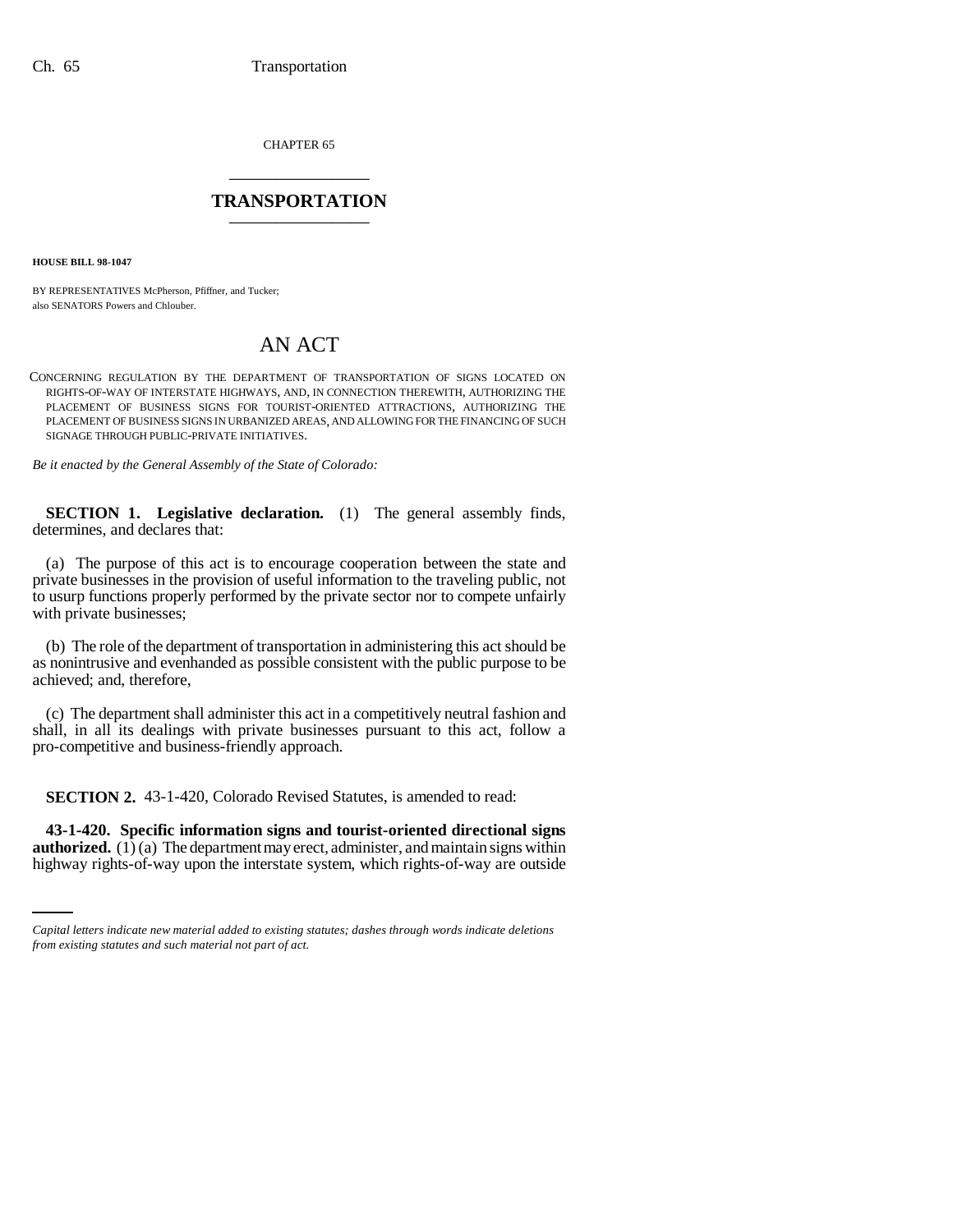CHAPTER 65

# TRANSPORTATION

**HOUSE BILL 98-1047**

BY REPRESENTATIVES McPherson, Pfiffner, and Tucker;
also SENATORS Powers and Chlouber.

## AN ACT

CONCERNING REGULATION BY THE DEPARTMENT OF TRANSPORTATION OF SIGNS LOCATED ON RIGHTS-OF-WAY OF INTERSTATE HIGHWAYS, AND, IN CONNECTION THEREWITH, AUTHORIZING THE PLACEMENT OF BUSINESS SIGNS FOR TOURIST-ORIENTED ATTRACTIONS, AUTHORIZING THE PLACEMENT OF BUSINESS SIGNS IN URBANIZED AREAS, AND ALLOWING FOR THE FINANCING OF SUCH SIGNAGE THROUGH PUBLIC-PRIVATE INITIATIVES.

*Be it enacted by the General Assembly of the State of Colorado:*

**SECTION 1. Legislative declaration.** (1) The general assembly finds, determines, and declares that:

(a) The purpose of this act is to encourage cooperation between the state and private businesses in the provision of useful information to the traveling public, not to usurp functions properly performed by the private sector nor to compete unfairly with private businesses;

(b) The role of the department of transportation in administering this act should be as nonintrusive and evenhanded as possible consistent with the public purpose to be achieved; and, therefore,

(c) The department shall administer this act in a competitively neutral fashion and shall, in all its dealings with private businesses pursuant to this act, follow a pro-competitive and business-friendly approach.

**SECTION 2.** 43-1-420, Colorado Revised Statutes, is amended to read:

**43-1-420. Specific information signs and tourist-oriented directional signs authorized.** (1) (a) The department may erect, administer, and maintain signs within highway rights-of-way upon the interstate system, which rights-of-way are outside

*Capital letters indicate new material added to existing statutes; dashes through words indicate deletions from existing statutes and such material not part of act.*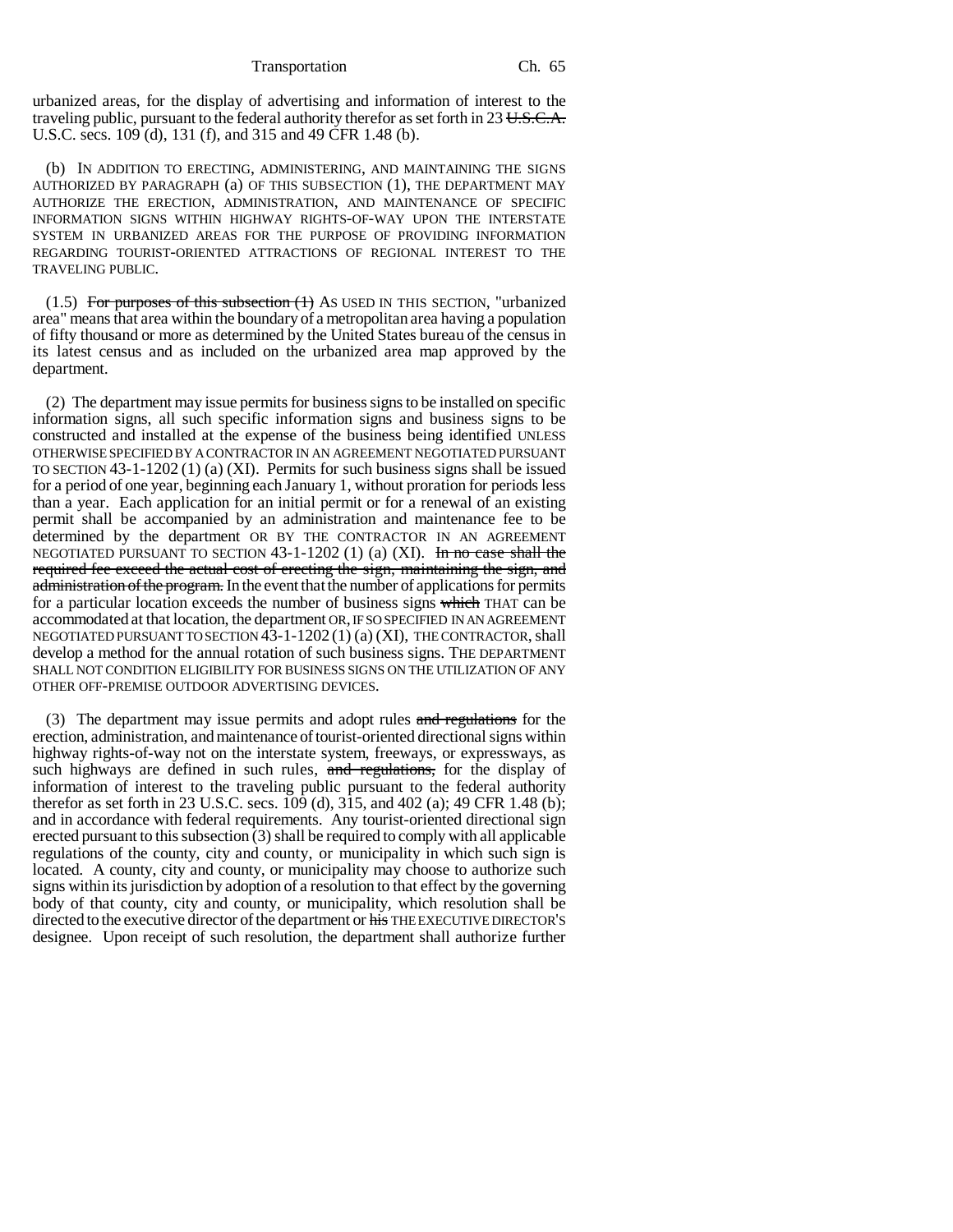urbanized areas, for the display of advertising and information of interest to the traveling public, pursuant to the federal authority therefor as set forth in 23 ~~U.S.C.A.~~ U.S.C. secs. 109 (d), 131 (f), and 315 and 49 CFR 1.48 (b).

(b) IN ADDITION TO ERECTING, ADMINISTERING, AND MAINTAINING THE SIGNS AUTHORIZED BY PARAGRAPH (a) OF THIS SUBSECTION (1), THE DEPARTMENT MAY AUTHORIZE THE ERECTION, ADMINISTRATION, AND MAINTENANCE OF SPECIFIC INFORMATION SIGNS WITHIN HIGHWAY RIGHTS-OF-WAY UPON THE INTERSTATE SYSTEM IN URBANIZED AREAS FOR THE PURPOSE OF PROVIDING INFORMATION REGARDING TOURIST-ORIENTED ATTRACTIONS OF REGIONAL INTEREST TO THE TRAVELING PUBLIC.

(1.5) ~~For purposes of this subsection (1)~~ AS USED IN THIS SECTION, "urbanized area" means that area within the boundary of a metropolitan area having a population of fifty thousand or more as determined by the United States bureau of the census in its latest census and as included on the urbanized area map approved by the department.

(2) The department may issue permits for business signs to be installed on specific information signs, all such specific information signs and business signs to be constructed and installed at the expense of the business being identified UNLESS OTHERWISE SPECIFIED BY A CONTRACTOR IN AN AGREEMENT NEGOTIATED PURSUANT TO SECTION 43-1-1202 (1) (a) (XI). Permits for such business signs shall be issued for a period of one year, beginning each January 1, without proration for periods less than a year. Each application for an initial permit or for a renewal of an existing permit shall be accompanied by an administration and maintenance fee to be determined by the department OR BY THE CONTRACTOR IN AN AGREEMENT NEGOTIATED PURSUANT TO SECTION 43-1-1202 (1) (a) (XI). ~~In no case shall the required fee exceed the actual cost of erecting the sign, maintaining the sign, and administration of the program.~~ In the event that the number of applications for permits for a particular location exceeds the number of business signs ~~which~~ THAT can be accommodated at that location, the department OR, IF SO SPECIFIED IN AN AGREEMENT NEGOTIATED PURSUANT TO SECTION 43-1-1202 (1) (a) (XI), THE CONTRACTOR, shall develop a method for the annual rotation of such business signs. THE DEPARTMENT SHALL NOT CONDITION ELIGIBILITY FOR BUSINESS SIGNS ON THE UTILIZATION OF ANY OTHER OFF-PREMISE OUTDOOR ADVERTISING DEVICES.

(3) The department may issue permits and adopt rules ~~and regulations~~ for the erection, administration, and maintenance of tourist-oriented directional signs within highway rights-of-way not on the interstate system, freeways, or expressways, as such highways are defined in such rules, ~~and regulations,~~ for the display of information of interest to the traveling public pursuant to the federal authority therefor as set forth in 23 U.S.C. secs. 109 (d), 315, and 402 (a); 49 CFR 1.48 (b); and in accordance with federal requirements. Any tourist-oriented directional sign erected pursuant to this subsection (3) shall be required to comply with all applicable regulations of the county, city and county, or municipality in which such sign is located. A county, city and county, or municipality may choose to authorize such signs within its jurisdiction by adoption of a resolution to that effect by the governing body of that county, city and county, or municipality, which resolution shall be directed to the executive director of the department or ~~his~~ THE EXECUTIVE DIRECTOR'S designee. Upon receipt of such resolution, the department shall authorize further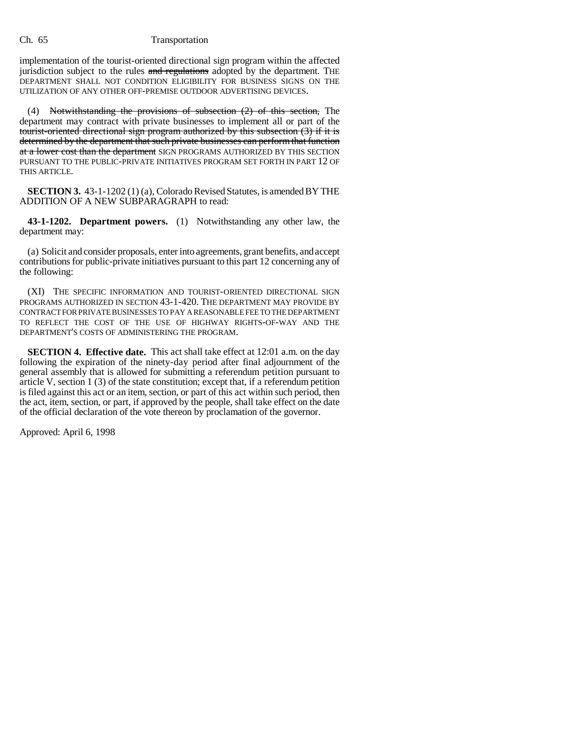implementation of the tourist-oriented directional sign program within the affected jurisdiction subject to the rules ~~and regulations~~ adopted by the department. THE DEPARTMENT SHALL NOT CONDITION ELIGIBILITY FOR BUSINESS SIGNS ON THE UTILIZATION OF ANY OTHER OFF-PREMISE OUTDOOR ADVERTISING DEVICES.

(4) ~~Notwithstanding the provisions of subsection (2) of this section,~~ The department may contract with private businesses to implement all or part of the ~~tourist-oriented directional sign program authorized by this subsection (3) if it is determined by the department that such private businesses can perform that function at a lower cost than the department~~ SIGN PROGRAMS AUTHORIZED BY THIS SECTION PURSUANT TO THE PUBLIC-PRIVATE INITIATIVES PROGRAM SET FORTH IN PART 12 OF THIS ARTICLE.

**SECTION 3.** 43-1-1202 (1) (a), Colorado Revised Statutes, is amended BY THE ADDITION OF A NEW SUBPARAGRAPH to read:

**43-1-1202. Department powers.** (1) Notwithstanding any other law, the department may:

(a) Solicit and consider proposals, enter into agreements, grant benefits, and accept contributions for public-private initiatives pursuant to this part 12 concerning any of the following:

(XI) THE SPECIFIC INFORMATION AND TOURIST-ORIENTED DIRECTIONAL SIGN PROGRAMS AUTHORIZED IN SECTION 43-1-420. THE DEPARTMENT MAY PROVIDE BY CONTRACT FOR PRIVATE BUSINESSES TO PAY A REASONABLE FEE TO THE DEPARTMENT TO REFLECT THE COST OF THE USE OF HIGHWAY RIGHTS-OF-WAY AND THE DEPARTMENT'S COSTS OF ADMINISTERING THE PROGRAM.

**SECTION 4. Effective date.** This act shall take effect at 12:01 a.m. on the day following the expiration of the ninety-day period after final adjournment of the general assembly that is allowed for submitting a referendum petition pursuant to article V, section 1 (3) of the state constitution; except that, if a referendum petition is filed against this act or an item, section, or part of this act within such period, then the act, item, section, or part, if approved by the people, shall take effect on the date of the official declaration of the vote thereon by proclamation of the governor.

Approved: April 6, 1998